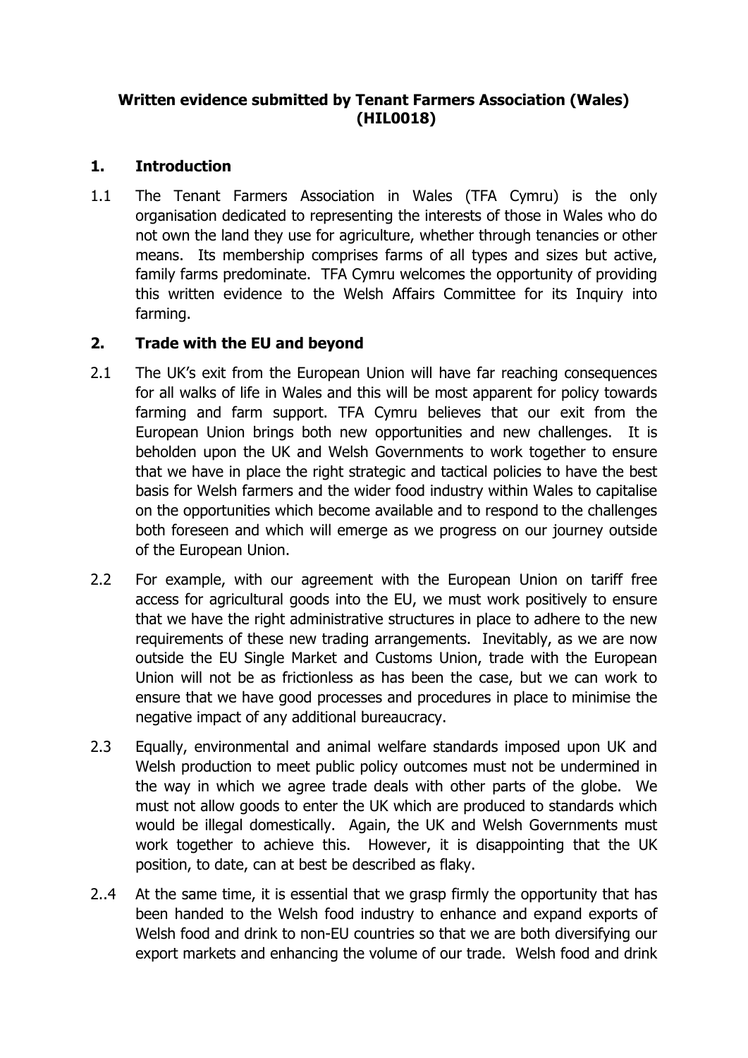**Written evidence submitted by Tenant Farmers Association (Wales) (HIL0018)**

## 1. Introduction

1.1 The Tenant Farmers Association in Wales (TFA Cymru) is the only organisation dedicated to representing the interests of those in Wales who do not own the land they use for agriculture, whether through tenancies or other means. Its membership comprises farms of all types and sizes but active, family farms predominate. TFA Cymru welcomes the opportunity of providing this written evidence to the Welsh Affairs Committee for its Inquiry into farming.

## 2. Trade with the EU and beyond

2.1 The UK's exit from the European Union will have far reaching consequences for all walks of life in Wales and this will be most apparent for policy towards farming and farm support. TFA Cymru believes that our exit from the European Union brings both new opportunities and new challenges. It is beholden upon the UK and Welsh Governments to work together to ensure that we have in place the right strategic and tactical policies to have the best basis for Welsh farmers and the wider food industry within Wales to capitalise on the opportunities which become available and to respond to the challenges both foreseen and which will emerge as we progress on our journey outside of the European Union.

2.2 For example, with our agreement with the European Union on tariff free access for agricultural goods into the EU, we must work positively to ensure that we have the right administrative structures in place to adhere to the new requirements of these new trading arrangements. Inevitably, as we are now outside the EU Single Market and Customs Union, trade with the European Union will not be as frictionless as has been the case, but we can work to ensure that we have good processes and procedures in place to minimise the negative impact of any additional bureaucracy.

2.3 Equally, environmental and animal welfare standards imposed upon UK and Welsh production to meet public policy outcomes must not be undermined in the way in which we agree trade deals with other parts of the globe. We must not allow goods to enter the UK which are produced to standards which would be illegal domestically. Again, the UK and Welsh Governments must work together to achieve this. However, it is disappointing that the UK position, to date, can at best be described as flaky.

2..4 At the same time, it is essential that we grasp firmly the opportunity that has been handed to the Welsh food industry to enhance and expand exports of Welsh food and drink to non-EU countries so that we are both diversifying our export markets and enhancing the volume of our trade. Welsh food and drink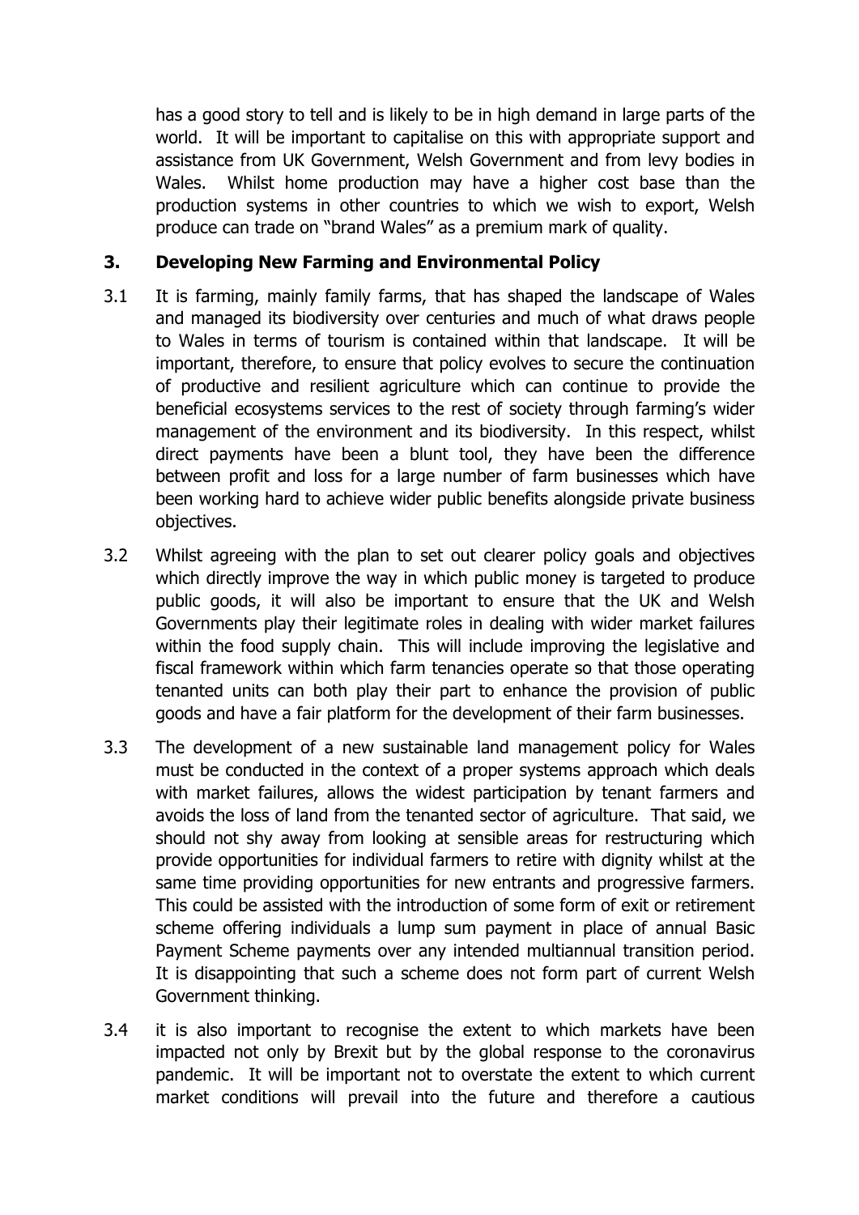has a good story to tell and is likely to be in high demand in large parts of the world. It will be important to capitalise on this with appropriate support and assistance from UK Government, Welsh Government and from levy bodies in Wales. Whilst home production may have a higher cost base than the production systems in other countries to which we wish to export, Welsh produce can trade on "brand Wales" as a premium mark of quality.

## 3. Developing New Farming and Environmental Policy

3.1 It is farming, mainly family farms, that has shaped the landscape of Wales and managed its biodiversity over centuries and much of what draws people to Wales in terms of tourism is contained within that landscape. It will be important, therefore, to ensure that policy evolves to secure the continuation of productive and resilient agriculture which can continue to provide the beneficial ecosystems services to the rest of society through farming's wider management of the environment and its biodiversity. In this respect, whilst direct payments have been a blunt tool, they have been the difference between profit and loss for a large number of farm businesses which have been working hard to achieve wider public benefits alongside private business objectives.

3.2 Whilst agreeing with the plan to set out clearer policy goals and objectives which directly improve the way in which public money is targeted to produce public goods, it will also be important to ensure that the UK and Welsh Governments play their legitimate roles in dealing with wider market failures within the food supply chain. This will include improving the legislative and fiscal framework within which farm tenancies operate so that those operating tenanted units can both play their part to enhance the provision of public goods and have a fair platform for the development of their farm businesses.

3.3 The development of a new sustainable land management policy for Wales must be conducted in the context of a proper systems approach which deals with market failures, allows the widest participation by tenant farmers and avoids the loss of land from the tenanted sector of agriculture. That said, we should not shy away from looking at sensible areas for restructuring which provide opportunities for individual farmers to retire with dignity whilst at the same time providing opportunities for new entrants and progressive farmers. This could be assisted with the introduction of some form of exit or retirement scheme offering individuals a lump sum payment in place of annual Basic Payment Scheme payments over any intended multiannual transition period. It is disappointing that such a scheme does not form part of current Welsh Government thinking.

3.4 it is also important to recognise the extent to which markets have been impacted not only by Brexit but by the global response to the coronavirus pandemic. It will be important not to overstate the extent to which current market conditions will prevail into the future and therefore a cautious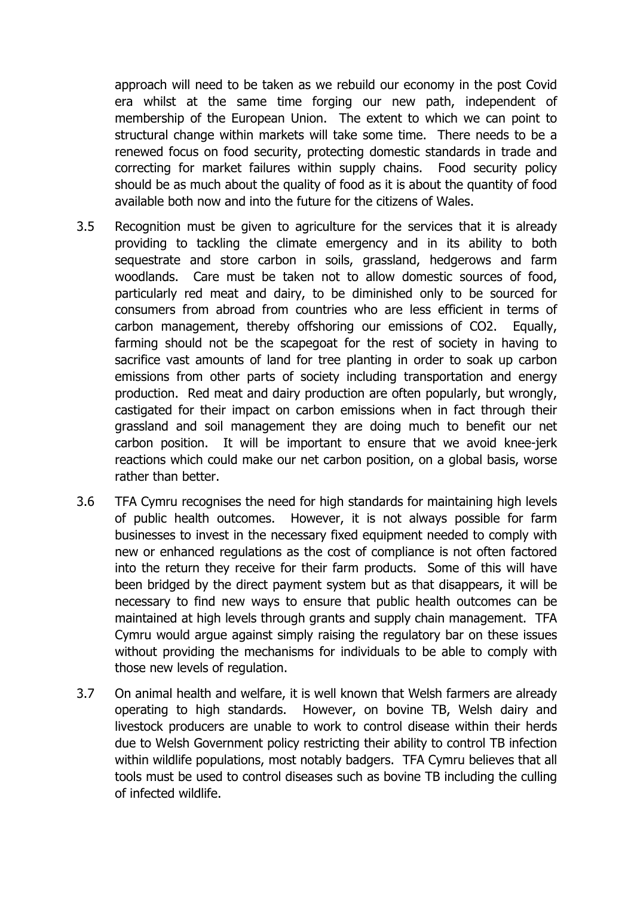approach will need to be taken as we rebuild our economy in the post Covid era whilst at the same time forging our new path, independent of membership of the European Union. The extent to which we can point to structural change within markets will take some time. There needs to be a renewed focus on food security, protecting domestic standards in trade and correcting for market failures within supply chains. Food security policy should be as much about the quality of food as it is about the quantity of food available both now and into the future for the citizens of Wales.

3.5 Recognition must be given to agriculture for the services that it is already providing to tackling the climate emergency and in its ability to both sequestrate and store carbon in soils, grassland, hedgerows and farm woodlands. Care must be taken not to allow domestic sources of food, particularly red meat and dairy, to be diminished only to be sourced for consumers from abroad from countries who are less efficient in terms of carbon management, thereby offshoring our emissions of $CO_2$. Equally, farming should not be the scapegoat for the rest of society in having to sacrifice vast amounts of land for tree planting in order to soak up carbon emissions from other parts of society including transportation and energy production. Red meat and dairy production are often popularly, but wrongly, castigated for their impact on carbon emissions when in fact through their grassland and soil management they are doing much to benefit our net carbon position. It will be important to ensure that we avoid knee-jerk reactions which could make our net carbon position, on a global basis, worse rather than better.

3.6 TFA Cymru recognises the need for high standards for maintaining high levels of public health outcomes. However, it is not always possible for farm businesses to invest in the necessary fixed equipment needed to comply with new or enhanced regulations as the cost of compliance is not often factored into the return they receive for their farm products. Some of this will have been bridged by the direct payment system but as that disappears, it will be necessary to find new ways to ensure that public health outcomes can be maintained at high levels through grants and supply chain management. TFA Cymru would argue against simply raising the regulatory bar on these issues without providing the mechanisms for individuals to be able to comply with those new levels of regulation.

3.7 On animal health and welfare, it is well known that Welsh farmers are already operating to high standards. However, on bovine TB, Welsh dairy and livestock producers are unable to work to control disease within their herds due to Welsh Government policy restricting their ability to control TB infection within wildlife populations, most notably badgers. TFA Cymru believes that all tools must be used to control diseases such as bovine TB including the culling of infected wildlife.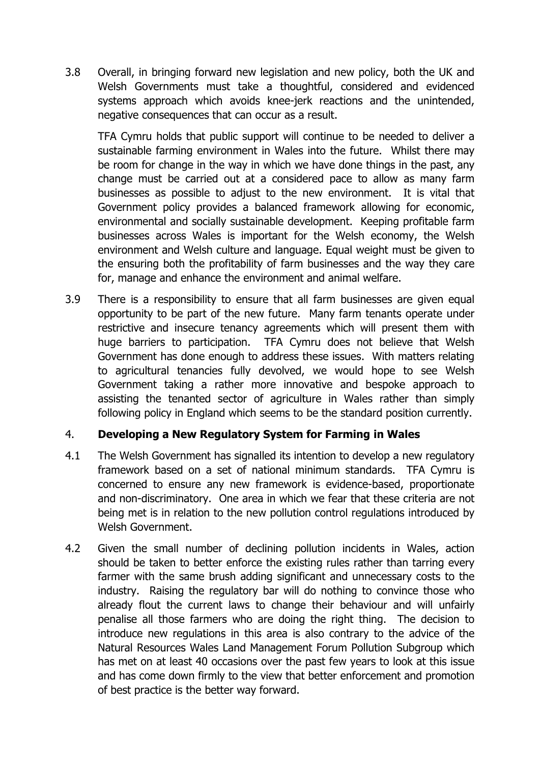3.8 Overall, in bringing forward new legislation and new policy, both the UK and Welsh Governments must take a thoughtful, considered and evidenced systems approach which avoids knee-jerk reactions and the unintended, negative consequences that can occur as a result.

TFA Cymru holds that public support will continue to be needed to deliver a sustainable farming environment in Wales into the future. Whilst there may be room for change in the way in which we have done things in the past, any change must be carried out at a considered pace to allow as many farm businesses as possible to adjust to the new environment. It is vital that Government policy provides a balanced framework allowing for economic, environmental and socially sustainable development. Keeping profitable farm businesses across Wales is important for the Welsh economy, the Welsh environment and Welsh culture and language. Equal weight must be given to the ensuring both the profitability of farm businesses and the way they care for, manage and enhance the environment and animal welfare.

3.9 There is a responsibility to ensure that all farm businesses are given equal opportunity to be part of the new future. Many farm tenants operate under restrictive and insecure tenancy agreements which will present them with huge barriers to participation. TFA Cymru does not believe that Welsh Government has done enough to address these issues. With matters relating to agricultural tenancies fully devolved, we would hope to see Welsh Government taking a rather more innovative and bespoke approach to assisting the tenanted sector of agriculture in Wales rather than simply following policy in England which seems to be the standard position currently.

## 4. Developing a New Regulatory System for Farming in Wales

4.1 The Welsh Government has signalled its intention to develop a new regulatory framework based on a set of national minimum standards. TFA Cymru is concerned to ensure any new framework is evidence-based, proportionate and non-discriminatory. One area in which we fear that these criteria are not being met is in relation to the new pollution control regulations introduced by Welsh Government.

4.2 Given the small number of declining pollution incidents in Wales, action should be taken to better enforce the existing rules rather than tarring every farmer with the same brush adding significant and unnecessary costs to the industry. Raising the regulatory bar will do nothing to convince those who already flout the current laws to change their behaviour and will unfairly penalise all those farmers who are doing the right thing. The decision to introduce new regulations in this area is also contrary to the advice of the Natural Resources Wales Land Management Forum Pollution Subgroup which has met on at least 40 occasions over the past few years to look at this issue and has come down firmly to the view that better enforcement and promotion of best practice is the better way forward.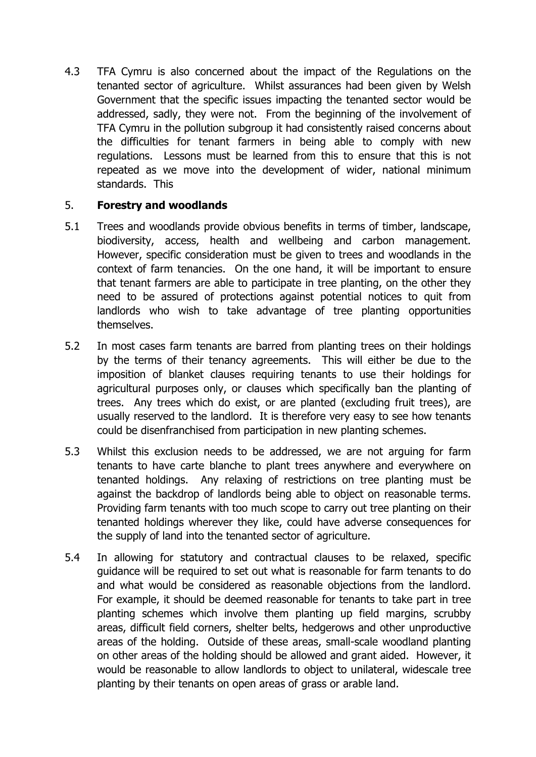4.3 TFA Cymru is also concerned about the impact of the Regulations on the tenanted sector of agriculture. Whilst assurances had been given by Welsh Government that the specific issues impacting the tenanted sector would be addressed, sadly, they were not. From the beginning of the involvement of TFA Cymru in the pollution subgroup it had consistently raised concerns about the difficulties for tenant farmers in being able to comply with new regulations. Lessons must be learned from this to ensure that this is not repeated as we move into the development of wider, national minimum standards. This

## 5. **Forestry and woodlands**

5.1 Trees and woodlands provide obvious benefits in terms of timber, landscape, biodiversity, access, health and wellbeing and carbon management. However, specific consideration must be given to trees and woodlands in the context of farm tenancies. On the one hand, it will be important to ensure that tenant farmers are able to participate in tree planting, on the other they need to be assured of protections against potential notices to quit from landlords who wish to take advantage of tree planting opportunities themselves.

5.2 In most cases farm tenants are barred from planting trees on their holdings by the terms of their tenancy agreements. This will either be due to the imposition of blanket clauses requiring tenants to use their holdings for agricultural purposes only, or clauses which specifically ban the planting of trees. Any trees which do exist, or are planted (excluding fruit trees), are usually reserved to the landlord. It is therefore very easy to see how tenants could be disenfranchised from participation in new planting schemes.

5.3 Whilst this exclusion needs to be addressed, we are not arguing for farm tenants to have carte blanche to plant trees anywhere and everywhere on tenanted holdings. Any relaxing of restrictions on tree planting must be against the backdrop of landlords being able to object on reasonable terms. Providing farm tenants with too much scope to carry out tree planting on their tenanted holdings wherever they like, could have adverse consequences for the supply of land into the tenanted sector of agriculture.

5.4 In allowing for statutory and contractual clauses to be relaxed, specific guidance will be required to set out what is reasonable for farm tenants to do and what would be considered as reasonable objections from the landlord. For example, it should be deemed reasonable for tenants to take part in tree planting schemes which involve them planting up field margins, scrubby areas, difficult field corners, shelter belts, hedgerows and other unproductive areas of the holding. Outside of these areas, small-scale woodland planting on other areas of the holding should be allowed and grant aided. However, it would be reasonable to allow landlords to object to unilateral, widescale tree planting by their tenants on open areas of grass or arable land.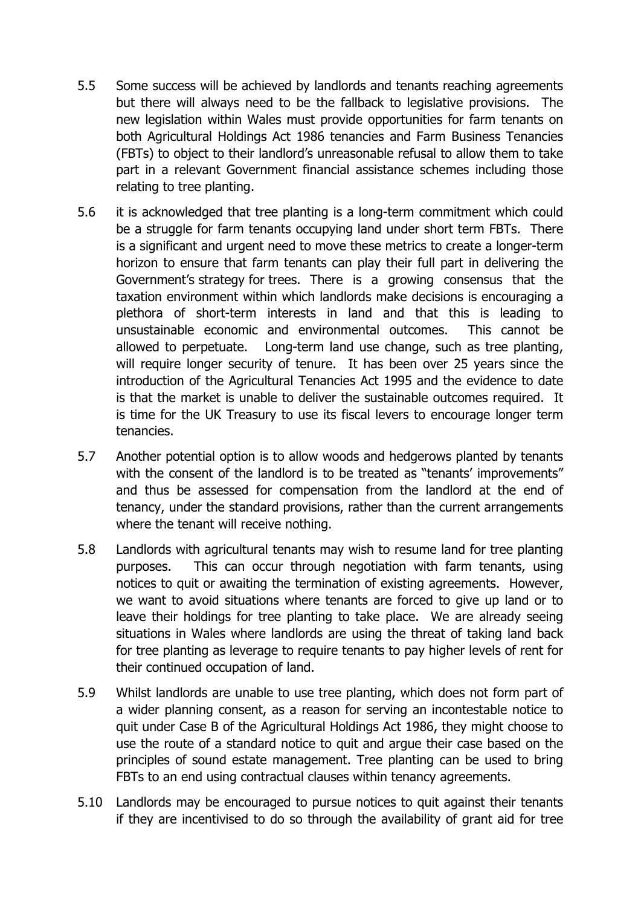5.5 Some success will be achieved by landlords and tenants reaching agreements but there will always need to be the fallback to legislative provisions. The new legislation within Wales must provide opportunities for farm tenants on both Agricultural Holdings Act 1986 tenancies and Farm Business Tenancies (FBTs) to object to their landlord's unreasonable refusal to allow them to take part in a relevant Government financial assistance schemes including those relating to tree planting.

5.6 it is acknowledged that tree planting is a long-term commitment which could be a struggle for farm tenants occupying land under short term FBTs. There is a significant and urgent need to move these metrics to create a longer-term horizon to ensure that farm tenants can play their full part in delivering the Government's strategy for trees. There is a growing consensus that the taxation environment within which landlords make decisions is encouraging a plethora of short-term interests in land and that this is leading to unsustainable economic and environmental outcomes. This cannot be allowed to perpetuate. Long-term land use change, such as tree planting, will require longer security of tenure. It has been over 25 years since the introduction of the Agricultural Tenancies Act 1995 and the evidence to date is that the market is unable to deliver the sustainable outcomes required. It is time for the UK Treasury to use its fiscal levers to encourage longer term tenancies.

5.7 Another potential option is to allow woods and hedgerows planted by tenants with the consent of the landlord is to be treated as "tenants' improvements" and thus be assessed for compensation from the landlord at the end of tenancy, under the standard provisions, rather than the current arrangements where the tenant will receive nothing.

5.8 Landlords with agricultural tenants may wish to resume land for tree planting purposes. This can occur through negotiation with farm tenants, using notices to quit or awaiting the termination of existing agreements. However, we want to avoid situations where tenants are forced to give up land or to leave their holdings for tree planting to take place. We are already seeing situations in Wales where landlords are using the threat of taking land back for tree planting as leverage to require tenants to pay higher levels of rent for their continued occupation of land.

5.9 Whilst landlords are unable to use tree planting, which does not form part of a wider planning consent, as a reason for serving an incontestable notice to quit under Case B of the Agricultural Holdings Act 1986, they might choose to use the route of a standard notice to quit and argue their case based on the principles of sound estate management. Tree planting can be used to bring FBTs to an end using contractual clauses within tenancy agreements.

5.10 Landlords may be encouraged to pursue notices to quit against their tenants if they are incentivised to do so through the availability of grant aid for tree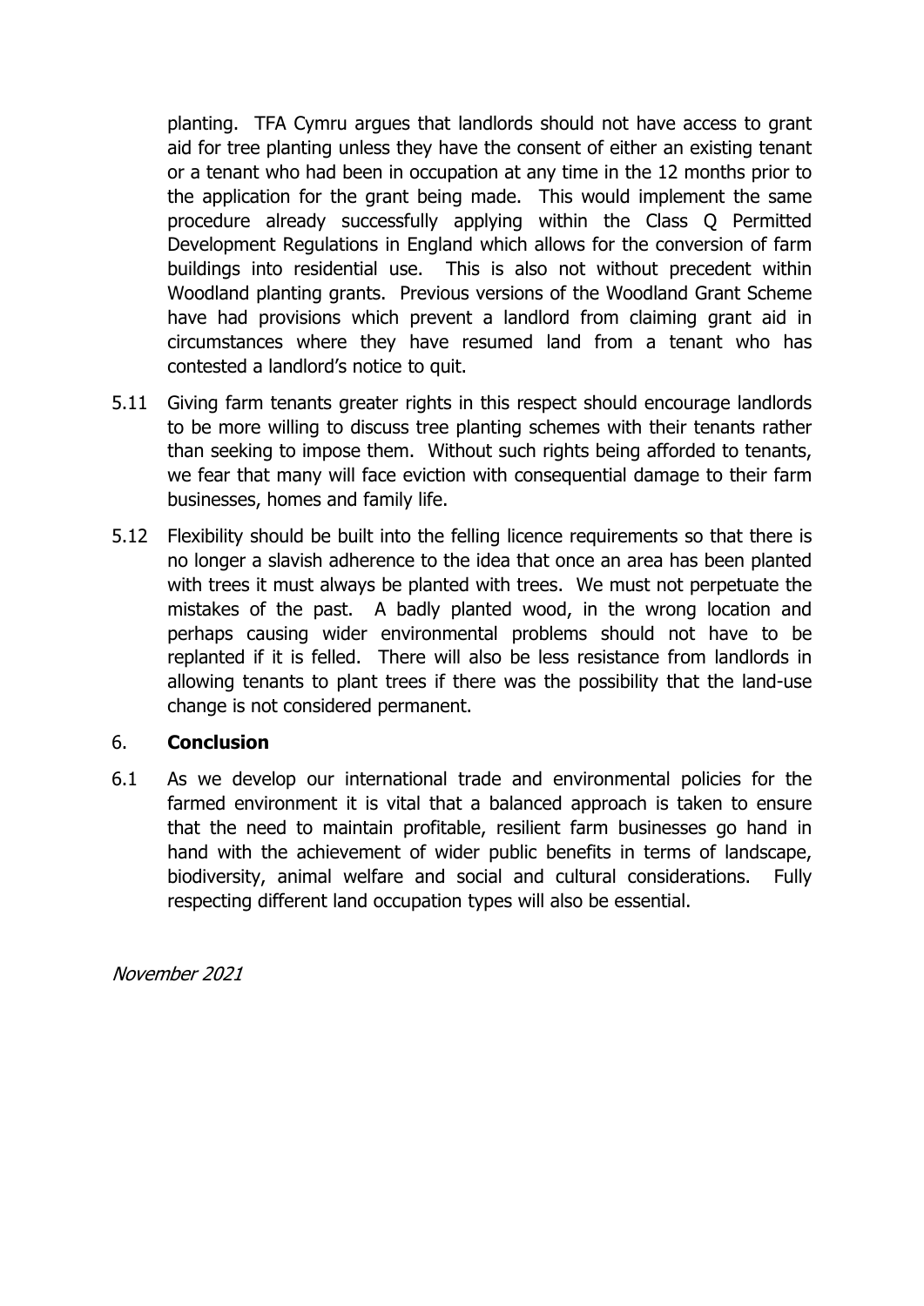planting. TFA Cymru argues that landlords should not have access to grant aid for tree planting unless they have the consent of either an existing tenant or a tenant who had been in occupation at any time in the 12 months prior to the application for the grant being made. This would implement the same procedure already successfully applying within the Class Q Permitted Development Regulations in England which allows for the conversion of farm buildings into residential use. This is also not without precedent within Woodland planting grants. Previous versions of the Woodland Grant Scheme have had provisions which prevent a landlord from claiming grant aid in circumstances where they have resumed land from a tenant who has contested a landlord's notice to quit.

5.11 Giving farm tenants greater rights in this respect should encourage landlords to be more willing to discuss tree planting schemes with their tenants rather than seeking to impose them. Without such rights being afforded to tenants, we fear that many will face eviction with consequential damage to their farm businesses, homes and family life.

5.12 Flexibility should be built into the felling licence requirements so that there is no longer a slavish adherence to the idea that once an area has been planted with trees it must always be planted with trees. We must not perpetuate the mistakes of the past. A badly planted wood, in the wrong location and perhaps causing wider environmental problems should not have to be replanted if it is felled. There will also be less resistance from landlords in allowing tenants to plant trees if there was the possibility that the land-use change is not considered permanent.

## 6. **Conclusion**

6.1 As we develop our international trade and environmental policies for the farmed environment it is vital that a balanced approach is taken to ensure that the need to maintain profitable, resilient farm businesses go hand in hand with the achievement of wider public benefits in terms of landscape, biodiversity, animal welfare and social and cultural considerations. Fully respecting different land occupation types will also be essential.

*November 2021*